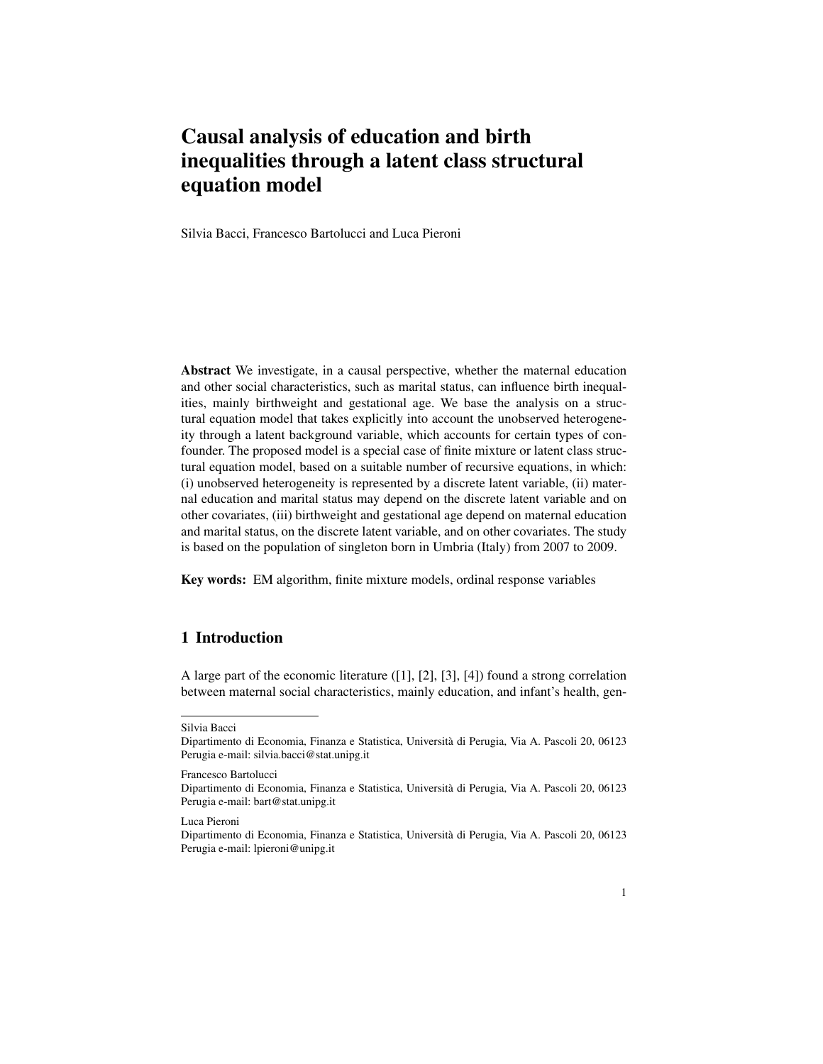# Causal analysis of education and birth inequalities through a latent class structural equation model

Silvia Bacci, Francesco Bartolucci and Luca Pieroni

**Abstract** We investigate, in a causal perspective, whether the maternal education and other social characteristics, such as marital status, can influence birth inequalities, mainly birthweight and gestational age. We base the analysis on a structural equation model that takes explicitly into account the unobserved heterogeneity through a latent background variable, which accounts for certain types of confounder. The proposed model is a special case of finite mixture or latent class structural equation model, based on a suitable number of recursive equations, in which: (i) unobserved heterogeneity is represented by a discrete latent variable, (ii) maternal education and marital status may depend on the discrete latent variable and on other covariates, (iii) birthweight and gestational age depend on maternal education and marital status, on the discrete latent variable, and on other covariates. The study is based on the population of singleton born in Umbria (Italy) from 2007 to 2009.

**Key words:** EM algorithm, finite mixture models, ordinal response variables

## 1 Introduction

A large part of the economic literature ([1], [2], [3], [4]) found a strong correlation between maternal social characteristics, mainly education, and infant's health, gen-

---

Silvia Bacci
Dipartimento di Economia, Finanza e Statistica, Università di Perugia, Via A. Pascoli 20, 06123 Perugia e-mail: silvia.bacci@stat.unipg.it

Francesco Bartolucci
Dipartimento di Economia, Finanza e Statistica, Università di Perugia, Via A. Pascoli 20, 06123 Perugia e-mail: bart@stat.unipg.it

Luca Pieroni
Dipartimento di Economia, Finanza e Statistica, Università di Perugia, Via A. Pascoli 20, 06123 Perugia e-mail: lpieroni@unipg.it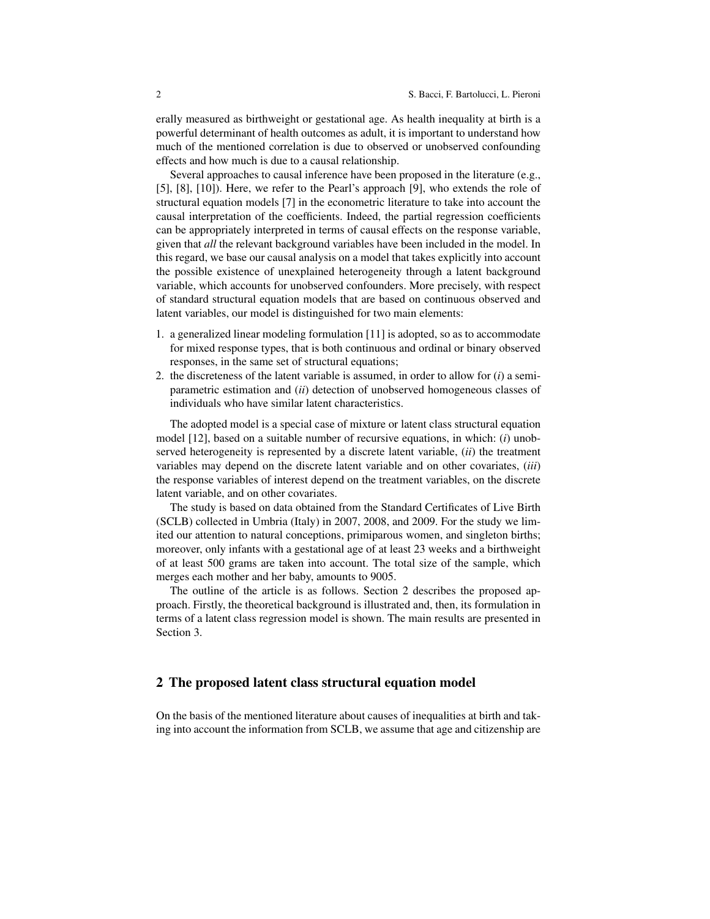erally measured as birthweight or gestational age. As health inequality at birth is a powerful determinant of health outcomes as adult, it is important to understand how much of the mentioned correlation is due to observed or unobserved confounding effects and how much is due to a causal relationship.

Several approaches to causal inference have been proposed in the literature (e.g., [5], [8], [10]). Here, we refer to the Pearl's approach [9], who extends the role of structural equation models [7] in the econometric literature to take into account the causal interpretation of the coefficients. Indeed, the partial regression coefficients can be appropriately interpreted in terms of causal effects on the response variable, given that *all* the relevant background variables have been included in the model. In this regard, we base our causal analysis on a model that takes explicitly into account the possible existence of unexplained heterogeneity through a latent background variable, which accounts for unobserved confounders. More precisely, with respect of standard structural equation models that are based on continuous observed and latent variables, our model is distinguished for two main elements:

1. a generalized linear modeling formulation [11] is adopted, so as to accommodate for mixed response types, that is both continuous and ordinal or binary observed responses, in the same set of structural equations;
2. the discreteness of the latent variable is assumed, in order to allow for (*i*) a semi-parametric estimation and (*ii*) detection of unobserved homogeneous classes of individuals who have similar latent characteristics.

The adopted model is a special case of mixture or latent class structural equation model [12], based on a suitable number of recursive equations, in which: (*i*) unobserved heterogeneity is represented by a discrete latent variable, (*ii*) the treatment variables may depend on the discrete latent variable and on other covariates, (*iii*) the response variables of interest depend on the treatment variables, on the discrete latent variable, and on other covariates.

The study is based on data obtained from the Standard Certificates of Live Birth (SCLB) collected in Umbria (Italy) in 2007, 2008, and 2009. For the study we limited our attention to natural conceptions, primiparous women, and singleton births; moreover, only infants with a gestational age of at least 23 weeks and a birthweight of at least 500 grams are taken into account. The total size of the sample, which merges each mother and her baby, amounts to 9005.

The outline of the article is as follows. Section 2 describes the proposed approach. Firstly, the theoretical background is illustrated and, then, its formulation in terms of a latent class regression model is shown. The main results are presented in Section 3.

## 2 The proposed latent class structural equation model

On the basis of the mentioned literature about causes of inequalities at birth and taking into account the information from SCLB, we assume that age and citizenship are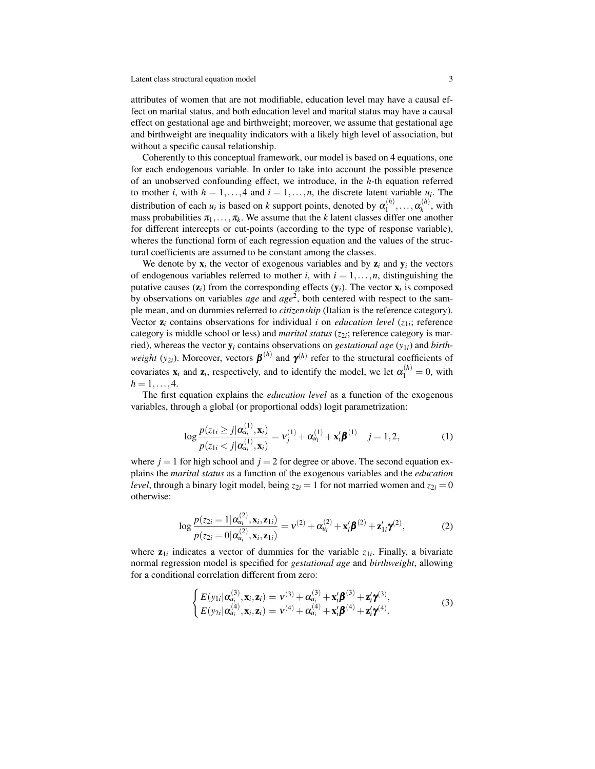attributes of women that are not modifiable, education level may have a causal effect on marital status, and both education level and marital status may have a causal effect on gestational age and birthweight; moreover, we assume that gestational age and birthweight are inequality indicators with a likely high level of association, but without a specific causal relationship.

Coherently to this conceptual framework, our model is based on 4 equations, one for each endogenous variable. In order to take into account the possible presence of an unobserved confounding effect, we introduce, in the $h$-th equation referred to mother $i$, with $h = 1, \ldots, 4$ and $i = 1, \ldots, n$, the discrete latent variable $u_i$. The distribution of each $u_i$ is based on $k$ support points, denoted by $\alpha_1^{(h)}, \ldots, \alpha_k^{(h)}$, with mass probabilities $\pi_1, \ldots, \pi_k$. We assume that the $k$ latent classes differ one another for different intercepts or cut-points (according to the type of response variable), wheres the functional form of each regression equation and the values of the structural coefficients are assumed to be constant among the classes.

We denote by $\mathbf{x}_i$ the vector of exogenous variables and by $\mathbf{z}_i$ and $\mathbf{y}_i$ the vectors of endogenous variables referred to mother $i$, with $i = 1, \ldots, n$, distinguishing the putative causes ($\mathbf{z}_i$) from the corresponding effects ($\mathbf{y}_i$). The vector $\mathbf{x}_i$ is composed by observations on variables *age* and *age*$^2$, both centered with respect to the sample mean, and on dummies referred to *citizenship* (Italian is the reference category). Vector $\mathbf{z}_i$ contains observations for individual $i$ on *education level* ($z_{1i}$; reference category is middle school or less) and *marital status* ($z_{2i}$; reference category is married), whereas the vector $\mathbf{y}_i$ contains observations on *gestational age* ($y_{1i}$) and *birthweight* ($y_{2i}$). Moreover, vectors $\boldsymbol{\beta}^{(h)}$ and $\boldsymbol{\gamma}^{(h)}$ refer to the structural coefficients of covariates $\mathbf{x}_i$ and $\mathbf{z}_i$, respectively, and to identify the model, we let $\alpha_1^{(h)} = 0$, with $h = 1, \ldots, 4$.

The first equation explains the *education level* as a function of the exogenous variables, through a global (or proportional odds) logit parametrization:

$$\log \frac{p(z_{1i} \geq j | \alpha_{u_i}^{(1)}, \mathbf{x}_i)}{p(z_{1i} < j | \alpha_{u_i}^{(1)}, \mathbf{x}_i)} = \nu_j^{(1)} + \alpha_{u_i}^{(1)} + \mathbf{x}_i' \boldsymbol{\beta}^{(1)} \quad j = 1, 2, \tag{1}$$

where $j = 1$ for high school and $j = 2$ for degree or above. The second equation explains the *marital status* as a function of the exogenous variables and the *education level*, through a binary logit model, being $z_{2i} = 1$ for not married women and $z_{2i} = 0$ otherwise:

$$\log \frac{p(z_{2i} = 1 | \alpha_{u_i}^{(2)}, \mathbf{x}_i, \mathbf{z}_{1i})}{p(z_{2i} = 0 | \alpha_{u_i}^{(2)}, \mathbf{x}_i, \mathbf{z}_{1i})} = \nu^{(2)} + \alpha_{u_i}^{(2)} + \mathbf{x}_i' \boldsymbol{\beta}^{(2)} + \mathbf{z}_{1i}' \boldsymbol{\gamma}^{(2)}, \tag{2}$$

where $\mathbf{z}_{1i}$ indicates a vector of dummies for the variable $z_{1i}$. Finally, a bivariate normal regression model is specified for *gestational age* and *birthweight*, allowing for a conditional correlation different from zero:

$$\begin{cases} E(y_{1i} | \alpha_{u_i}^{(3)}, \mathbf{x}_i, \mathbf{z}_i) = \nu^{(3)} + \alpha_{u_i}^{(3)} + \mathbf{x}_i' \boldsymbol{\beta}^{(3)} + \mathbf{z}_i' \boldsymbol{\gamma}^{(3)}, \\ E(y_{2i} | \alpha_{u_i}^{(4)}, \mathbf{x}_i, \mathbf{z}_i) = \nu^{(4)} + \alpha_{u_i}^{(4)} + \mathbf{x}_i' \boldsymbol{\beta}^{(4)} + \mathbf{z}_i' \boldsymbol{\gamma}^{(4)}. \end{cases} \tag{3}$$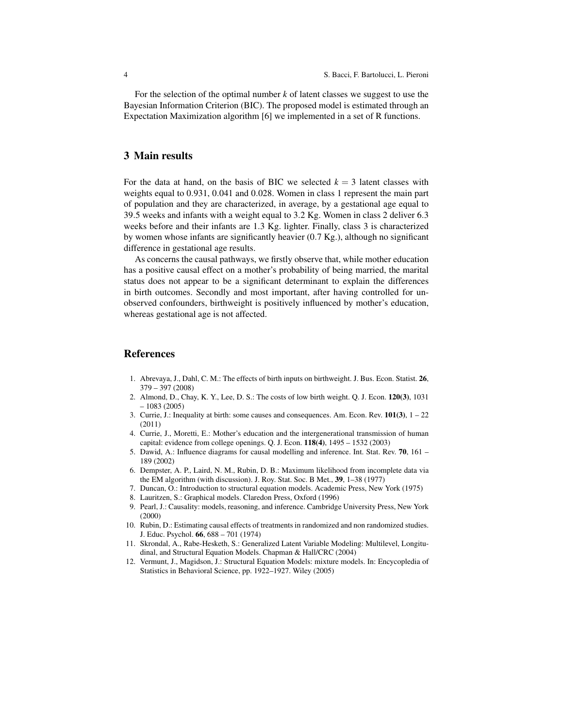For the selection of the optimal number $k$ of latent classes we suggest to use the Bayesian Information Criterion (BIC). The proposed model is estimated through an Expectation Maximization algorithm [6] we implemented in a set of R functions.

## 3 Main results

For the data at hand, on the basis of BIC we selected $k = 3$ latent classes with weights equal to 0.931, 0.041 and 0.028. Women in class 1 represent the main part of population and they are characterized, in average, by a gestational age equal to 39.5 weeks and infants with a weight equal to 3.2 Kg. Women in class 2 deliver 6.3 weeks before and their infants are 1.3 Kg. lighter. Finally, class 3 is characterized by women whose infants are significantly heavier (0.7 Kg.), although no significant difference in gestational age results.

As concerns the causal pathways, we firstly observe that, while mother education has a positive causal effect on a mother's probability of being married, the marital status does not appear to be a significant determinant to explain the differences in birth outcomes. Secondly and most important, after having controlled for unobserved confounders, birthweight is positively influenced by mother's education, whereas gestational age is not affected.

## References

1. Abrevaya, J., Dahl, C. M.: The effects of birth inputs on birthweight. J. Bus. Econ. Statist. **26**, 379 – 397 (2008)
2. Almond, D., Chay, K. Y., Lee, D. S.: The costs of low birth weight. Q. J. Econ. **120(3)**, 1031 – 1083 (2005)
3. Currie, J.: Inequality at birth: some causes and consequences. Am. Econ. Rev. **101(3)**, 1 – 22 (2011)
4. Currie, J., Moretti, E.: Mother's education and the intergenerational transmission of human capital: evidence from college openings. Q. J. Econ. **118(4)**, 1495 – 1532 (2003)
5. Dawid, A.: Influence diagrams for causal modelling and inference. Int. Stat. Rev. **70**, 161 – 189 (2002)
6. Dempster, A. P., Laird, N. M., Rubin, D. B.: Maximum likelihood from incomplete data via the EM algorithm (with discussion). J. Roy. Stat. Soc. B Met., **39**, 1–38 (1977)
7. Duncan, O.: Introduction to structural equation models. Academic Press, New York (1975)
8. Lauritzen, S.: Graphical models. Claredon Press, Oxford (1996)
9. Pearl, J.: Causality: models, reasoning, and inference. Cambridge University Press, New York (2000)
10. Rubin, D.: Estimating causal effects of treatments in randomized and non randomized studies. J. Educ. Psychol. **66**, 688 – 701 (1974)
11. Skrondal, A., Rabe-Hesketh, S.: Generalized Latent Variable Modeling: Multilevel, Longitudinal, and Structural Equation Models. Chapman & Hall/CRC (2004)
12. Vermunt, J., Magidson, J.: Structural Equation Models: mixture models. In: Encycopledia of Statistics in Behavioral Science, pp. 1922–1927. Wiley (2005)